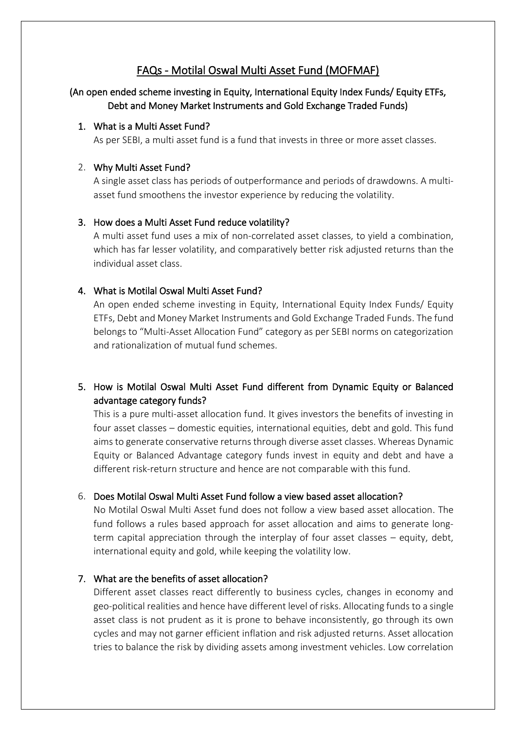# FAQs - Motilal Oswal Multi Asset Fund (MOFMAF)

## (An open ended scheme investing in Equity, International Equity Index Funds/ Equity ETFs, Debt and Money Market Instruments and Gold Exchange Traded Funds)

1. **What is a Multi Asset Fund?**

   As per SEBI, a multi asset fund is a fund that invests in three or more asset classes.

2. **Why Multi Asset Fund?**

   A single asset class has periods of outperformance and periods of drawdowns. A multi-asset fund smoothens the investor experience by reducing the volatility.

3. **How does a Multi Asset Fund reduce volatility?**

   A multi asset fund uses a mix of non-correlated asset classes, to yield a combination, which has far lesser volatility, and comparatively better risk adjusted returns than the individual asset class.

4. **What is Motilal Oswal Multi Asset Fund?**

   An open ended scheme investing in Equity, International Equity Index Funds/ Equity ETFs, Debt and Money Market Instruments and Gold Exchange Traded Funds. The fund belongs to "Multi-Asset Allocation Fund" category as per SEBI norms on categorization and rationalization of mutual fund schemes.

5. **How is Motilal Oswal Multi Asset Fund different from Dynamic Equity or Balanced advantage category funds?**

   This is a pure multi-asset allocation fund. It gives investors the benefits of investing in four asset classes – domestic equities, international equities, debt and gold. This fund aims to generate conservative returns through diverse asset classes. Whereas Dynamic Equity or Balanced Advantage category funds invest in equity and debt and have a different risk-return structure and hence are not comparable with this fund.

6. **Does Motilal Oswal Multi Asset Fund follow a view based asset allocation?**

   No Motilal Oswal Multi Asset fund does not follow a view based asset allocation. The fund follows a rules based approach for asset allocation and aims to generate long-term capital appreciation through the interplay of four asset classes – equity, debt, international equity and gold, while keeping the volatility low.

7. **What are the benefits of asset allocation?**

   Different asset classes react differently to business cycles, changes in economy and geo-political realities and hence have different level of risks. Allocating funds to a single asset class is not prudent as it is prone to behave inconsistently, go through its own cycles and may not garner efficient inflation and risk adjusted returns. Asset allocation tries to balance the risk by dividing assets among investment vehicles. Low correlation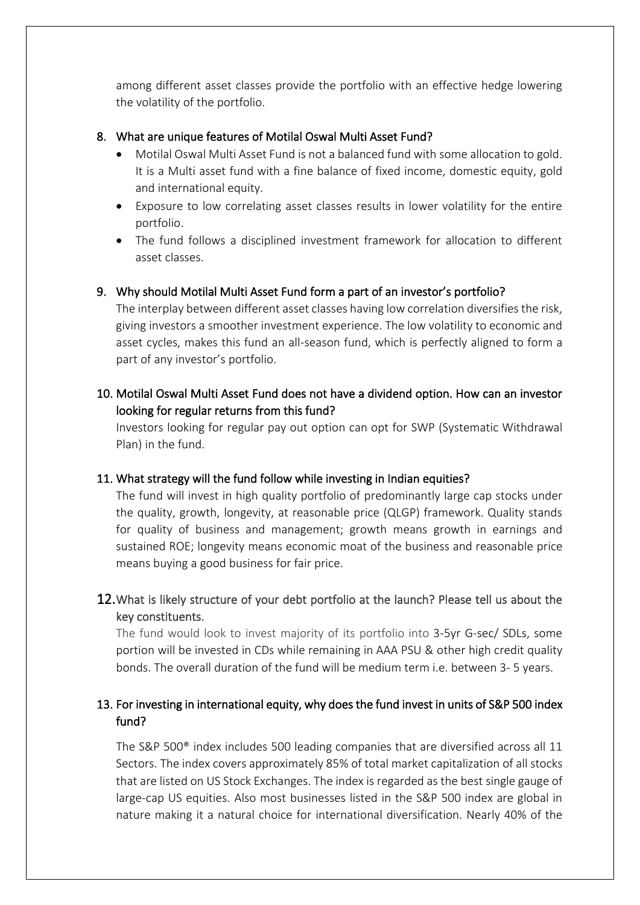among different asset classes provide the portfolio with an effective hedge lowering the volatility of the portfolio.

## 8. What are unique features of Motilal Oswal Multi Asset Fund?

- Motilal Oswal Multi Asset Fund is not a balanced fund with some allocation to gold. It is a Multi asset fund with a fine balance of fixed income, domestic equity, gold and international equity.
- Exposure to low correlating asset classes results in lower volatility for the entire portfolio.
- The fund follows a disciplined investment framework for allocation to different asset classes.

## 9. Why should Motilal Multi Asset Fund form a part of an investor's portfolio?

The interplay between different asset classes having low correlation diversifies the risk, giving investors a smoother investment experience. The low volatility to economic and asset cycles, makes this fund an all-season fund, which is perfectly aligned to form a part of any investor's portfolio.

## 10. Motilal Oswal Multi Asset Fund does not have a dividend option. How can an investor looking for regular returns from this fund?

Investors looking for regular pay out option can opt for SWP (Systematic Withdrawal Plan) in the fund.

## 11. What strategy will the fund follow while investing in Indian equities?

The fund will invest in high quality portfolio of predominantly large cap stocks under the quality, growth, longevity, at reasonable price (QLGP) framework. Quality stands for quality of business and management; growth means growth in earnings and sustained ROE; longevity means economic moat of the business and reasonable price means buying a good business for fair price.

## 12. What is likely structure of your debt portfolio at the launch? Please tell us about the key constituents.

The fund would look to invest majority of its portfolio into 3-5yr G-sec/ SDLs, some portion will be invested in CDs while remaining in AAA PSU & other high credit quality bonds. The overall duration of the fund will be medium term i.e. between 3- 5 years.

## 13. For investing in international equity, why does the fund invest in units of S&P 500 index fund?

The S&P 500® index includes 500 leading companies that are diversified across all 11 Sectors. The index covers approximately 85% of total market capitalization of all stocks that are listed on US Stock Exchanges. The index is regarded as the best single gauge of large-cap US equities. Also most businesses listed in the S&P 500 index are global in nature making it a natural choice for international diversification. Nearly 40% of the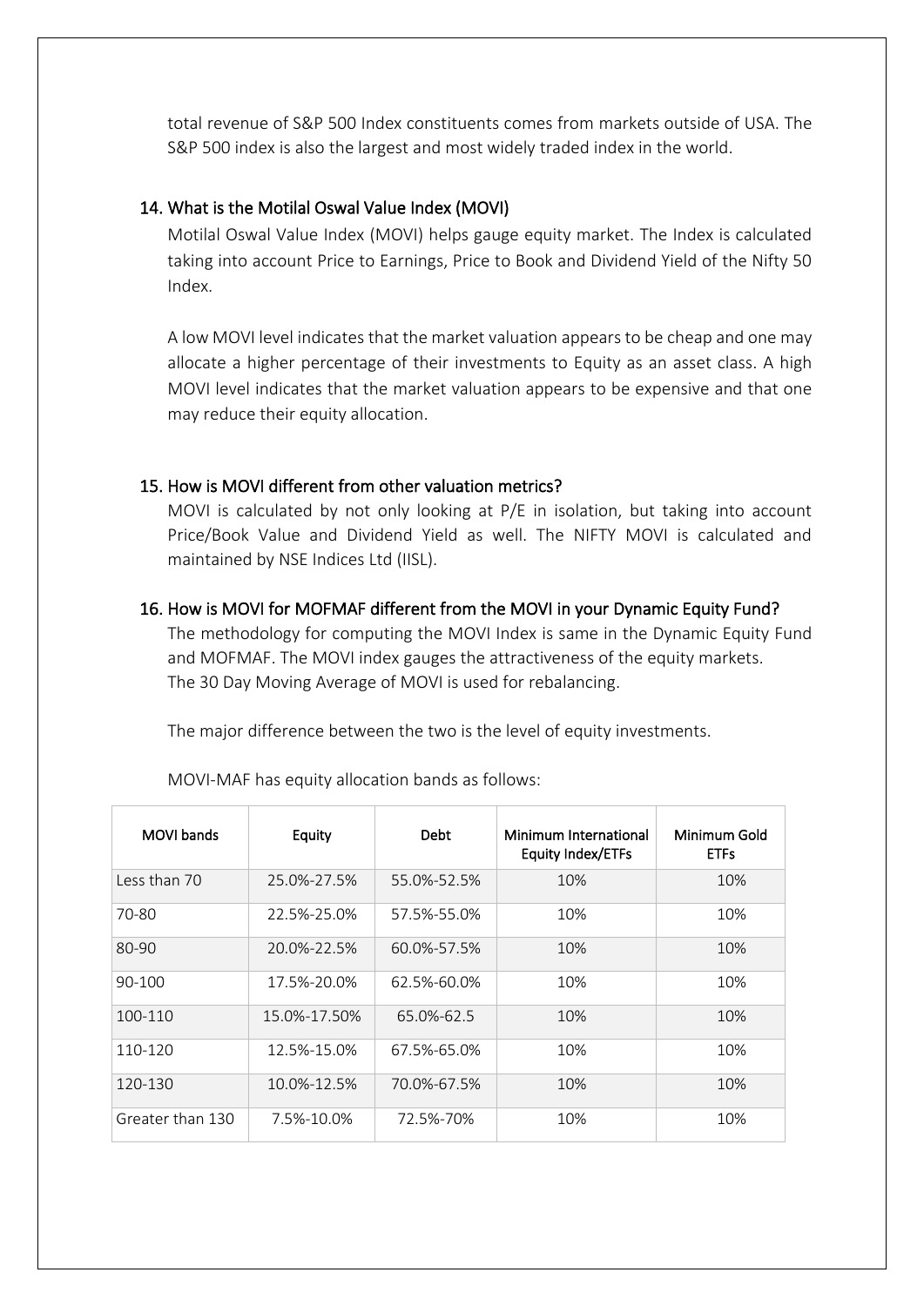total revenue of S&P 500 Index constituents comes from markets outside of USA. The S&P 500 index is also the largest and most widely traded index in the world.

## 14. What is the Motilal Oswal Value Index (MOVI)

Motilal Oswal Value Index (MOVI) helps gauge equity market. The Index is calculated taking into account Price to Earnings, Price to Book and Dividend Yield of the Nifty 50 Index.

A low MOVI level indicates that the market valuation appears to be cheap and one may allocate a higher percentage of their investments to Equity as an asset class. A high MOVI level indicates that the market valuation appears to be expensive and that one may reduce their equity allocation.

## 15. How is MOVI different from other valuation metrics?

MOVI is calculated by not only looking at P/E in isolation, but taking into account Price/Book Value and Dividend Yield as well. The NIFTY MOVI is calculated and maintained by NSE Indices Ltd (IISL).

## 16. How is MOVI for MOFMAF different from the MOVI in your Dynamic Equity Fund?

The methodology for computing the MOVI Index is same in the Dynamic Equity Fund and MOFMAF. The MOVI index gauges the attractiveness of the equity markets.
The 30 Day Moving Average of MOVI is used for rebalancing.

The major difference between the two is the level of equity investments.

MOVI-MAF has equity allocation bands as follows:

| MOVI bands | Equity | Debt | Minimum International Equity Index/ETFs | Minimum Gold ETFs |
|---|---|---|---|---|
| Less than 70 | 25.0%-27.5% | 55.0%-52.5% | 10% | 10% |
| 70-80 | 22.5%-25.0% | 57.5%-55.0% | 10% | 10% |
| 80-90 | 20.0%-22.5% | 60.0%-57.5% | 10% | 10% |
| 90-100 | 17.5%-20.0% | 62.5%-60.0% | 10% | 10% |
| 100-110 | 15.0%-17.50% | 65.0%-62.5 | 10% | 10% |
| 110-120 | 12.5%-15.0% | 67.5%-65.0% | 10% | 10% |
| 120-130 | 10.0%-12.5% | 70.0%-67.5% | 10% | 10% |
| Greater than 130 | 7.5%-10.0% | 72.5%-70% | 10% | 10% |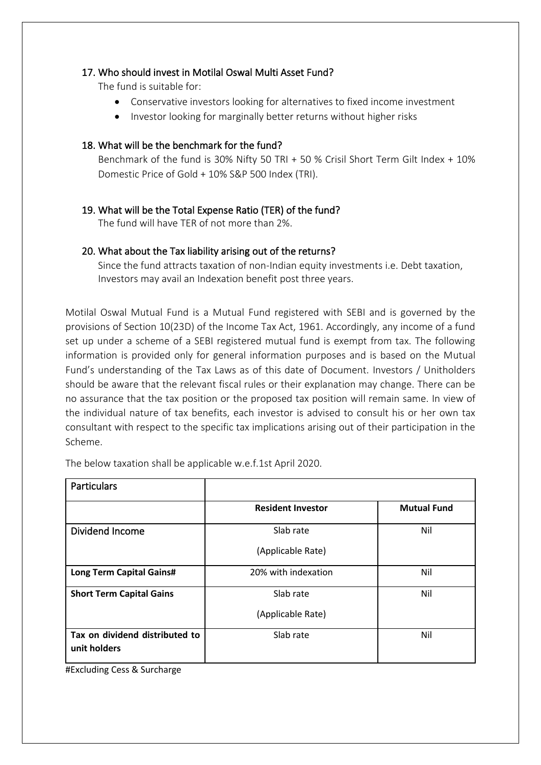### 17. Who should invest in Motilal Oswal Multi Asset Fund?

The fund is suitable for:

- Conservative investors looking for alternatives to fixed income investment
- Investor looking for marginally better returns without higher risks

### 18. What will be the benchmark for the fund?

Benchmark of the fund is 30% Nifty 50 TRI + 50 % Crisil Short Term Gilt Index + 10% Domestic Price of Gold + 10% S&P 500 Index (TRI).

### 19. What will be the Total Expense Ratio (TER) of the fund?

The fund will have TER of not more than 2%.

### 20. What about the Tax liability arising out of the returns?

Since the fund attracts taxation of non-Indian equity investments i.e. Debt taxation, Investors may avail an Indexation benefit post three years.

Motilal Oswal Mutual Fund is a Mutual Fund registered with SEBI and is governed by the provisions of Section 10(23D) of the Income Tax Act, 1961. Accordingly, any income of a fund set up under a scheme of a SEBI registered mutual fund is exempt from tax. The following information is provided only for general information purposes and is based on the Mutual Fund's understanding of the Tax Laws as of this date of Document. Investors / Unitholders should be aware that the relevant fiscal rules or their explanation may change. There can be no assurance that the tax position or the proposed tax position will remain same. In view of the individual nature of tax benefits, each investor is advised to consult his or her own tax consultant with respect to the specific tax implications arising out of their participation in the Scheme.

The below taxation shall be applicable w.e.f.1st April 2020.

| Particulars | | |
|---|---|---|
| | **Resident Investor** | **Mutual Fund** |
| Dividend Income | Slab rate (Applicable Rate) | Nil |
| **Long Term Capital Gains#** | 20% with indexation | Nil |
| **Short Term Capital Gains** | Slab rate (Applicable Rate) | Nil |
| **Tax on dividend distributed to unit holders** | Slab rate | Nil |

#Excluding Cess & Surcharge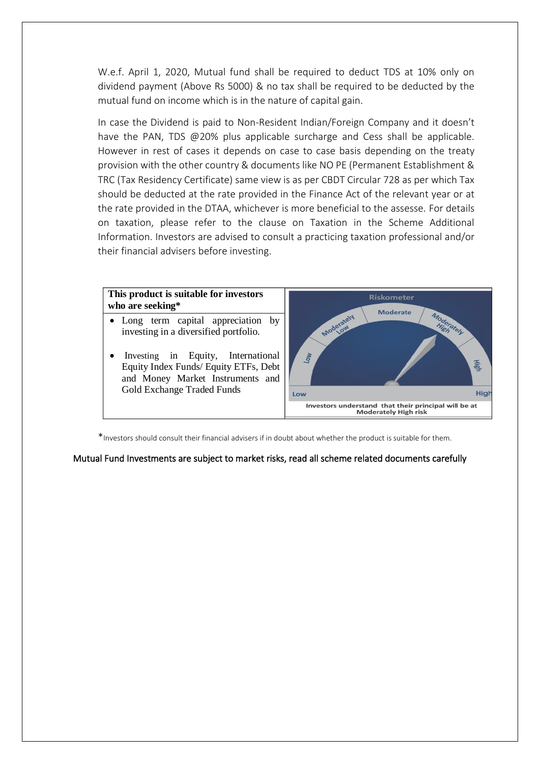W.e.f. April 1, 2020, Mutual fund shall be required to deduct TDS at 10% only on dividend payment (Above Rs 5000) & no tax shall be required to be deducted by the mutual fund on income which is in the nature of capital gain.

In case the Dividend is paid to Non-Resident Indian/Foreign Company and it doesn't have the PAN, TDS @20% plus applicable surcharge and Cess shall be applicable. However in rest of cases it depends on case to case basis depending on the treaty provision with the other country & documents like NO PE (Permanent Establishment & TRC (Tax Residency Certificate) same view is as per CBDT Circular 728 as per which Tax should be deducted at the rate provided in the Finance Act of the relevant year or at the rate provided in the DTAA, whichever is more beneficial to the assesse. For details on taxation, please refer to the clause on Taxation in the Scheme Additional Information. Investors are advised to consult a practicing taxation professional and/or their financial advisers before investing.

| This product is suitable for investors who are seeking* | Riskometer |
| --- | --- |
| • Long term capital appreciation by investing in a diversified portfolio.<br>• Investing in Equity, International Equity Index Funds/ Equity ETFs, Debt and Money Market Instruments and Gold Exchange Traded Funds | Low, Moderately Low, Moderate, Moderately High, High<br>Low — High<br>Investors understand that their principal will be at Moderately High risk |

*Investors should consult their financial advisers if in doubt about whether the product is suitable for them.

Mutual Fund Investments are subject to market risks, read all scheme related documents carefully